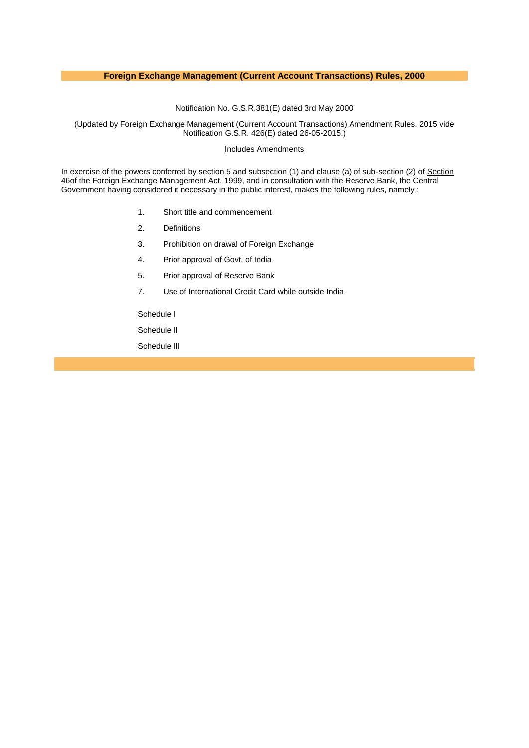# Foreign Exchange Management (Current Account Transactions) Rules, 2000

Notification No. G.S.R.381(E) dated 3rd May 2000

(Updated by Foreign Exchange Management (Current Account Transactions) Amendment Rules, 2015 vide Notification G.S.R. 426(E) dated 26-05-2015.)

Includes Amendments

In exercise of the powers conferred by section 5 and subsection (1) and clause (a) of sub-section (2) of Section 46of the Foreign Exchange Management Act, 1999, and in consultation with the Reserve Bank, the Central Government having considered it necessary in the public interest, makes the following rules, namely :

1. Short title and commencement
2. Definitions
3. Prohibition on drawal of Foreign Exchange
4. Prior approval of Govt. of India
5. Prior approval of Reserve Bank
7. Use of International Credit Card while outside India

Schedule I

Schedule II

Schedule III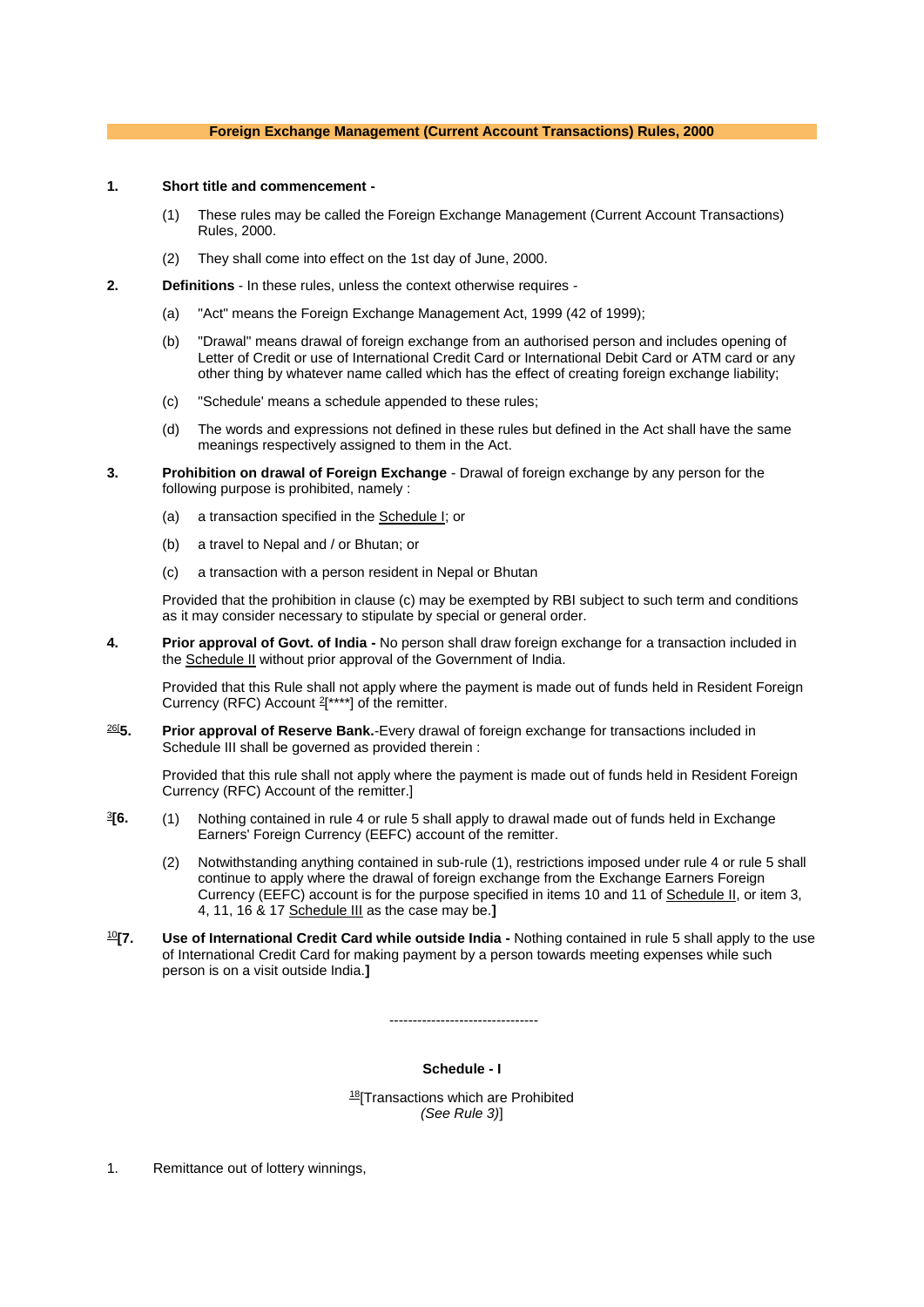# Foreign Exchange Management (Current Account Transactions) Rules, 2000

**1. Short title and commencement -**

(1) These rules may be called the Foreign Exchange Management (Current Account Transactions) Rules, 2000.

(2) They shall come into effect on the 1st day of June, 2000.

**2. Definitions** - In these rules, unless the context otherwise requires -

(a) "Act" means the Foreign Exchange Management Act, 1999 (42 of 1999);

(b) "Drawal" means drawal of foreign exchange from an authorised person and includes opening of Letter of Credit or use of International Credit Card or International Debit Card or ATM card or any other thing by whatever name called which has the effect of creating foreign exchange liability;

(c) "Schedule' means a schedule appended to these rules;

(d) The words and expressions not defined in these rules but defined in the Act shall have the same meanings respectively assigned to them in the Act.

**3. Prohibition on drawal of Foreign Exchange** - Drawal of foreign exchange by any person for the following purpose is prohibited, namely :

(a) a transaction specified in the Schedule I; or

(b) a travel to Nepal and / or Bhutan; or

(c) a transaction with a person resident in Nepal or Bhutan

Provided that the prohibition in clause (c) may be exempted by RBI subject to such term and conditions as it may consider necessary to stipulate by special or general order.

**4. Prior approval of Govt. of India -** No person shall draw foreign exchange for a transaction included in the Schedule II without prior approval of the Government of India.

Provided that this Rule shall not apply where the payment is made out of funds held in Resident Foreign Currency (RFC) Account [2][****] of the remitter.

[26][**5. Prior approval of Reserve Bank.**-Every drawal of foreign exchange for transactions included in Schedule III shall be governed as provided therein :

Provided that this rule shall not apply where the payment is made out of funds held in Resident Foreign Currency (RFC) Account of the remitter.]

[3]**[6.** (1) Nothing contained in rule 4 or rule 5 shall apply to drawal made out of funds held in Exchange Earners' Foreign Currency (EEFC) account of the remitter.

(2) Notwithstanding anything contained in sub-rule (1), restrictions imposed under rule 4 or rule 5 shall continue to apply where the drawal of foreign exchange from the Exchange Earners Foreign Currency (EEFC) account is for the purpose specified in items 10 and 11 of Schedule II, or item 3, 4, 11, 16 & 17 Schedule III as the case may be.**]**

[10]**[7. Use of International Credit Card while outside India -** Nothing contained in rule 5 shall apply to the use of International Credit Card for making payment by a person towards meeting expenses while such person is on a visit outside India.**]**

--------------------------------

**Schedule - I**

[18][Transactions which are Prohibited
*(See Rule 3)*]

1. Remittance out of lottery winnings,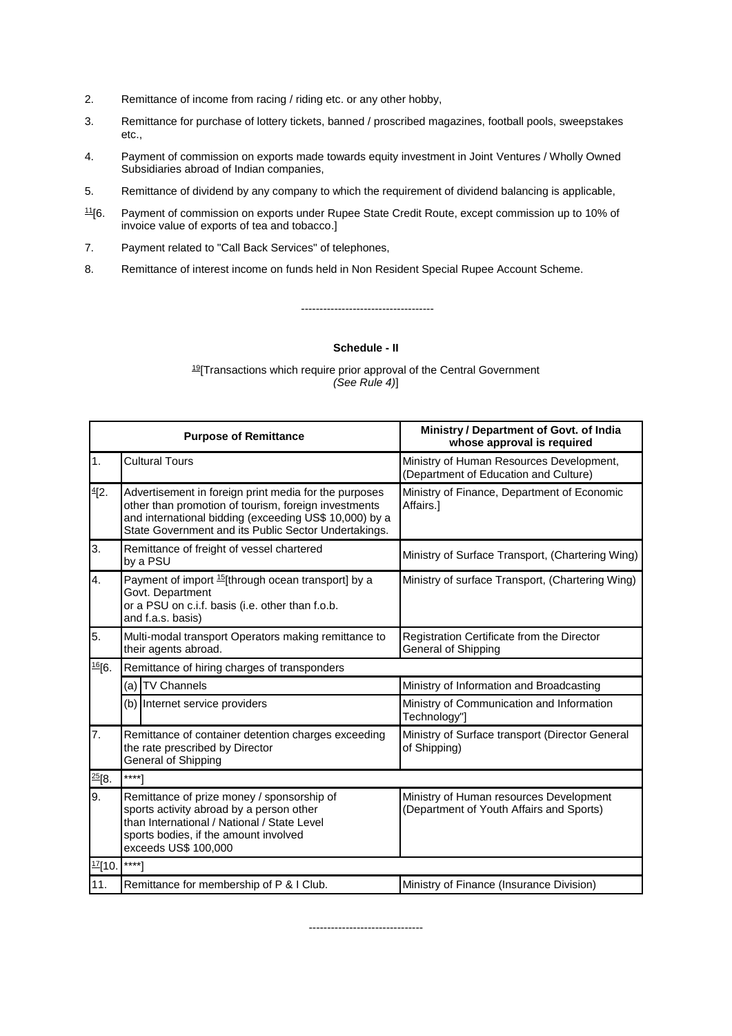2. Remittance of income from racing / riding etc. or any other hobby,

3. Remittance for purchase of lottery tickets, banned / proscribed magazines, football pools, sweepstakes etc.,

4. Payment of commission on exports made towards equity investment in Joint Ventures / Wholly Owned Subsidiaries abroad of Indian companies,

5. Remittance of dividend by any company to which the requirement of dividend balancing is applicable,

[11][6. Payment of commission on exports under Rupee State Credit Route, except commission up to 10% of invoice value of exports of tea and tobacco.]

7. Payment related to "Call Back Services" of telephones,

8. Remittance of interest income on funds held in Non Resident Special Rupee Account Scheme.

------------------------------------

**Schedule - II**

[19][Transactions which require prior approval of the Central Government
*(See Rule 4)*]

| | Purpose of Remittance | | Ministry / Department of Govt. of India whose approval is required |
|---|---|---|---|
| 1. | Cultural Tours | | Ministry of Human Resources Development, (Department of Education and Culture) |
| [4][2. | Advertisement in foreign print media for the purposes other than promotion of tourism, foreign investments and international bidding (exceeding US$ 10,000) by a State Government and its Public Sector Undertakings. | | Ministry of Finance, Department of Economic Affairs.] |
| 3. | Remittance of freight of vessel chartered by a PSU | | Ministry of Surface Transport, (Chartering Wing) |
| 4. | Payment of import [15][through ocean transport] by a Govt. Department or a PSU on c.i.f. basis (i.e. other than f.o.b. and f.a.s. basis) | | Ministry of surface Transport, (Chartering Wing) |
| 5. | Multi-modal transport Operators making remittance to their agents abroad. | | Registration Certificate from the Director General of Shipping |
| [16][6. | Remittance of hiring charges of transponders | | |
| | (a) | TV Channels | Ministry of Information and Broadcasting |
| | (b) | Internet service providers | Ministry of Communication and Information Technology"] |
| 7. | Remittance of container detention charges exceeding the rate prescribed by Director General of Shipping | | Ministry of Surface transport (Director General of Shipping) |
| [25][8. | ****] | | |
| 9. | Remittance of prize money / sponsorship of sports activity abroad by a person other than International / National / State Level sports bodies, if the amount involved exceeds US$ 100,000 | | Ministry of Human resources Development (Department of Youth Affairs and Sports) |
| [17][10. | ****] | | |
| 11. | Remittance for membership of P & I Club. | | Ministry of Finance (Insurance Division) |

-------------------------------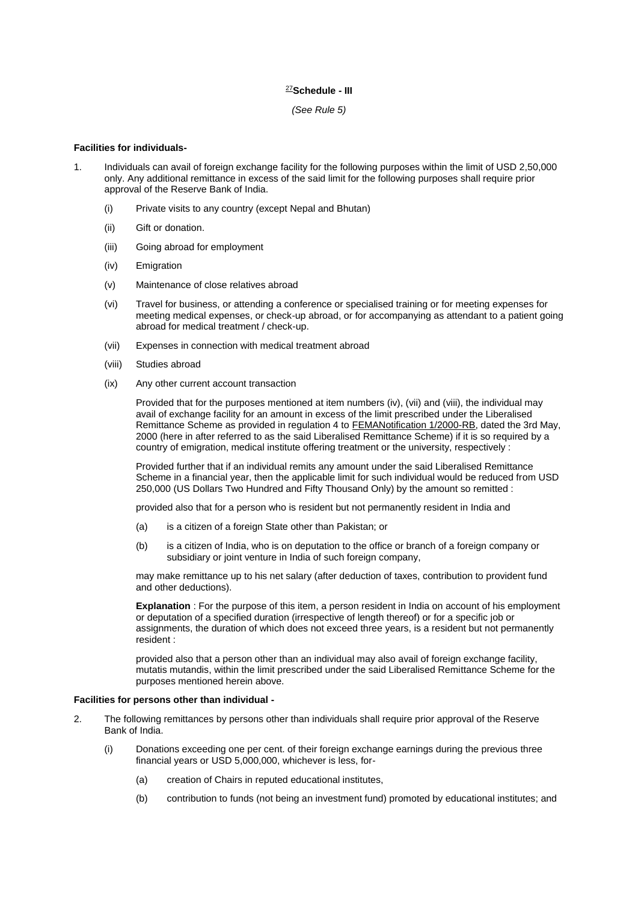## [27]Schedule - III

*(See Rule 5)*

**Facilities for individuals-**

1. Individuals can avail of foreign exchange facility for the following purposes within the limit of USD 2,50,000 only. Any additional remittance in excess of the said limit for the following purposes shall require prior approval of the Reserve Bank of India.

   (i) Private visits to any country (except Nepal and Bhutan)

   (ii) Gift or donation.

   (iii) Going abroad for employment

   (iv) Emigration

   (v) Maintenance of close relatives abroad

   (vi) Travel for business, or attending a conference or specialised training or for meeting expenses for meeting medical expenses, or check-up abroad, or for accompanying as attendant to a patient going abroad for medical treatment / check-up.

   (vii) Expenses in connection with medical treatment abroad

   (viii) Studies abroad

   (ix) Any other current account transaction

   Provided that for the purposes mentioned at item numbers (iv), (vii) and (viii), the individual may avail of exchange facility for an amount in excess of the limit prescribed under the Liberalised Remittance Scheme as provided in regulation 4 to FEMANotification 1/2000-RB, dated the 3rd May, 2000 (here in after referred to as the said Liberalised Remittance Scheme) if it is so required by a country of emigration, medical institute offering treatment or the university, respectively :

   Provided further that if an individual remits any amount under the said Liberalised Remittance Scheme in a financial year, then the applicable limit for such individual would be reduced from USD 250,000 (US Dollars Two Hundred and Fifty Thousand Only) by the amount so remitted :

   provided also that for a person who is resident but not permanently resident in India and

   (a) is a citizen of a foreign State other than Pakistan; or

   (b) is a citizen of India, who is on deputation to the office or branch of a foreign company or subsidiary or joint venture in India of such foreign company,

   may make remittance up to his net salary (after deduction of taxes, contribution to provident fund and other deductions).

   **Explanation** : For the purpose of this item, a person resident in India on account of his employment or deputation of a specified duration (irrespective of length thereof) or for a specific job or assignments, the duration of which does not exceed three years, is a resident but not permanently resident :

   provided also that a person other than an individual may also avail of foreign exchange facility, mutatis mutandis, within the limit prescribed under the said Liberalised Remittance Scheme for the purposes mentioned herein above.

**Facilities for persons other than individual -**

2. The following remittances by persons other than individuals shall require prior approval of the Reserve Bank of India.

   (i) Donations exceeding one per cent. of their foreign exchange earnings during the previous three financial years or USD 5,000,000, whichever is less, for-

      (a) creation of Chairs in reputed educational institutes,

      (b) contribution to funds (not being an investment fund) promoted by educational institutes; and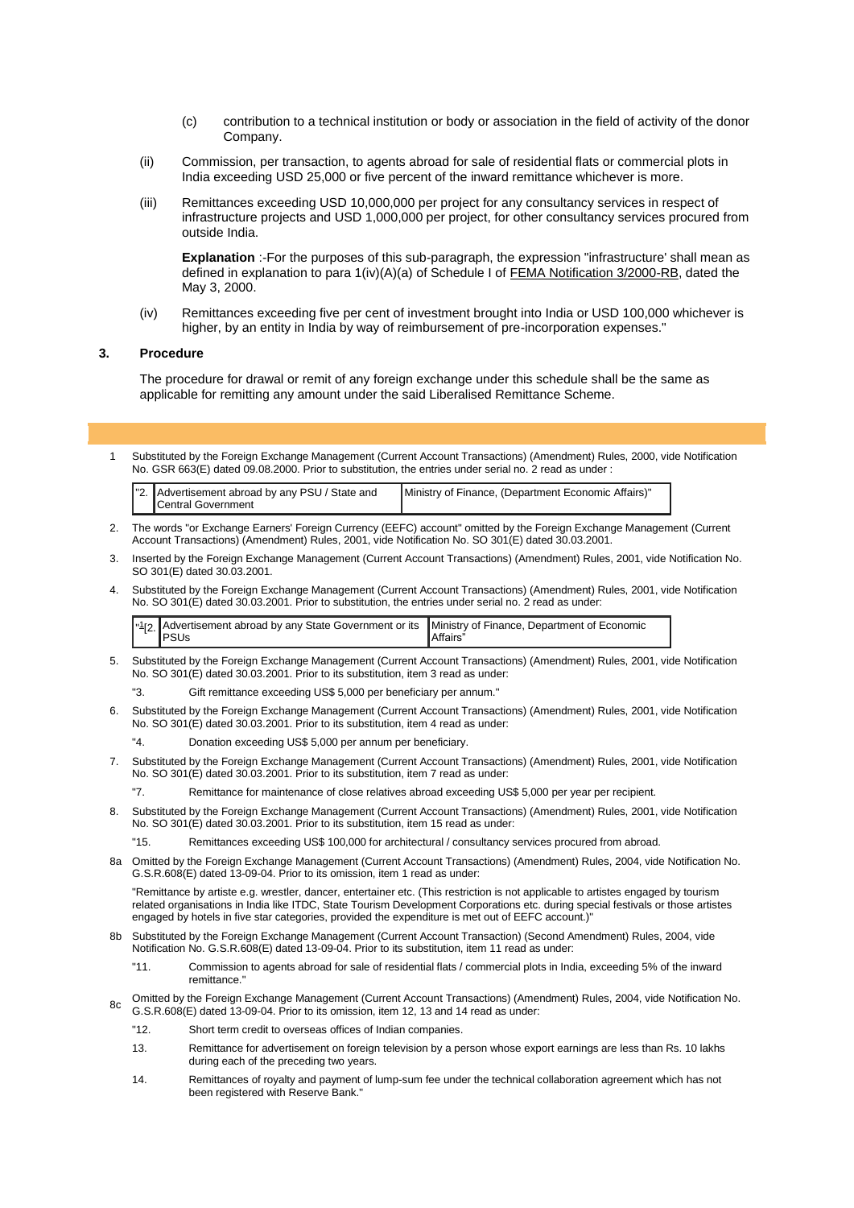(c) contribution to a technical institution or body or association in the field of activity of the donor Company.

(ii) Commission, per transaction, to agents abroad for sale of residential flats or commercial plots in India exceeding USD 25,000 or five percent of the inward remittance whichever is more.

(iii) Remittances exceeding USD 10,000,000 per project for any consultancy services in respect of infrastructure projects and USD 1,000,000 per project, for other consultancy services procured from outside India.

**Explanation** :-For the purposes of this sub-paragraph, the expression "infrastructure' shall mean as defined in explanation to para 1(iv)(A)(a) of Schedule I of FEMA Notification 3/2000-RB, dated the May 3, 2000.

(iv) Remittances exceeding five per cent of investment brought into India or USD 100,000 whichever is higher, by an entity in India by way of reimbursement of pre-incorporation expenses."

**3. Procedure**

The procedure for drawal or remit of any foreign exchange under this schedule shall be the same as applicable for remitting any amount under the said Liberalised Remittance Scheme.

---

1 Substituted by the Foreign Exchange Management (Current Account Transactions) (Amendment) Rules, 2000, vide Notification No. GSR 663(E) dated 09.08.2000. Prior to substitution, the entries under serial no. 2 read as under :

| "2. | Advertisement abroad by any PSU / State and Central Government | Ministry of Finance, (Department Economic Affairs)" |
|---|---|---|

2. The words "or Exchange Earners' Foreign Currency (EEFC) account" omitted by the Foreign Exchange Management (Current Account Transactions) (Amendment) Rules, 2001, vide Notification No. SO 301(E) dated 30.03.2001.

3. Inserted by the Foreign Exchange Management (Current Account Transactions) (Amendment) Rules, 2001, vide Notification No. SO 301(E) dated 30.03.2001.

4. Substituted by the Foreign Exchange Management (Current Account Transactions) (Amendment) Rules, 2001, vide Notification No. SO 301(E) dated 30.03.2001. Prior to substitution, the entries under serial no. 2 read as under:

| "[1][2. | Advertisement abroad by any State Government or its PSUs | Ministry of Finance, Department of Economic Affairs" |
|---|---|---|

5. Substituted by the Foreign Exchange Management (Current Account Transactions) (Amendment) Rules, 2001, vide Notification No. SO 301(E) dated 30.03.2001. Prior to its substitution, item 3 read as under:

"3. Gift remittance exceeding US$ 5,000 per beneficiary per annum."

6. Substituted by the Foreign Exchange Management (Current Account Transactions) (Amendment) Rules, 2001, vide Notification No. SO 301(E) dated 30.03.2001. Prior to its substitution, item 4 read as under:

"4. Donation exceeding US$ 5,000 per annum per beneficiary.

7. Substituted by the Foreign Exchange Management (Current Account Transactions) (Amendment) Rules, 2001, vide Notification No. SO 301(E) dated 30.03.2001. Prior to its substitution, item 7 read as under:

"7. Remittance for maintenance of close relatives abroad exceeding US$ 5,000 per year per recipient.

8. Substituted by the Foreign Exchange Management (Current Account Transactions) (Amendment) Rules, 2001, vide Notification No. SO 301(E) dated 30.03.2001. Prior to its substitution, item 15 read as under:

"15. Remittances exceeding US$ 100,000 for architectural / consultancy services procured from abroad.

8a Omitted by the Foreign Exchange Management (Current Account Transactions) (Amendment) Rules, 2004, vide Notification No. G.S.R.608(E) dated 13-09-04. Prior to its omission, item 1 read as under:

"Remittance by artiste e.g. wrestler, dancer, entertainer etc. (This restriction is not applicable to artistes engaged by tourism related organisations in India like ITDC, State Tourism Development Corporations etc. during special festivals or those artistes engaged by hotels in five star categories, provided the expenditure is met out of EEFC account.)"

8b Substituted by the Foreign Exchange Management (Current Account Transaction) (Second Amendment) Rules, 2004, vide Notification No. G.S.R.608(E) dated 13-09-04. Prior to its substitution, item 11 read as under:

"11. Commission to agents abroad for sale of residential flats / commercial plots in India, exceeding 5% of the inward remittance."

8c Omitted by the Foreign Exchange Management (Current Account Transactions) (Amendment) Rules, 2004, vide Notification No. G.S.R.608(E) dated 13-09-04. Prior to its omission, item 12, 13 and 14 read as under:

"12. Short term credit to overseas offices of Indian companies.

13. Remittance for advertisement on foreign television by a person whose export earnings are less than Rs. 10 lakhs during each of the preceding two years.

14. Remittances of royalty and payment of lump-sum fee under the technical collaboration agreement which has not been registered with Reserve Bank."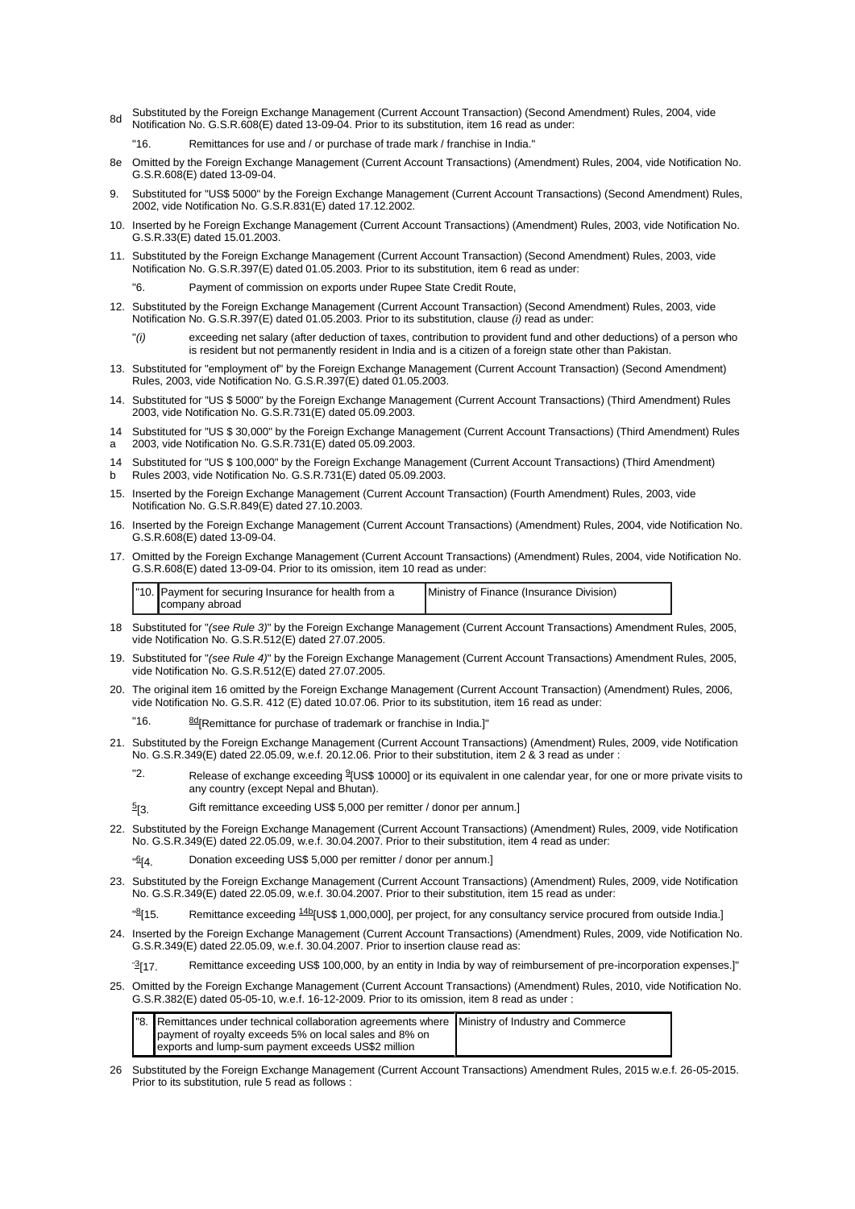8d Substituted by the Foreign Exchange Management (Current Account Transaction) (Second Amendment) Rules, 2004, vide Notification No. G.S.R.608(E) dated 13-09-04. Prior to its substitution, item 16 read as under:

"16. Remittances for use and / or purchase of trade mark / franchise in India."

8e Omitted by the Foreign Exchange Management (Current Account Transactions) (Amendment) Rules, 2004, vide Notification No. G.S.R.608(E) dated 13-09-04.

9. Substituted for "US$ 5000" by the Foreign Exchange Management (Current Account Transactions) (Second Amendment) Rules, 2002, vide Notification No. G.S.R.831(E) dated 17.12.2002.

10. Inserted by he Foreign Exchange Management (Current Account Transactions) (Amendment) Rules, 2003, vide Notification No. G.S.R.33(E) dated 15.01.2003.

11. Substituted by the Foreign Exchange Management (Current Account Transaction) (Second Amendment) Rules, 2003, vide Notification No. G.S.R.397(E) dated 01.05.2003. Prior to its substitution, item 6 read as under:

"6. Payment of commission on exports under Rupee State Credit Route,

12. Substituted by the Foreign Exchange Management (Current Account Transaction) (Second Amendment) Rules, 2003, vide Notification No. G.S.R.397(E) dated 01.05.2003. Prior to its substitution, clause *(i)* read as under:

"*(i)* exceeding net salary (after deduction of taxes, contribution to provident fund and other deductions) of a person who is resident but not permanently resident in India and is a citizen of a foreign state other than Pakistan.

13. Substituted for "employment of" by the Foreign Exchange Management (Current Account Transaction) (Second Amendment) Rules, 2003, vide Notification No. G.S.R.397(E) dated 01.05.2003.

14. Substituted for "US $ 5000" by the Foreign Exchange Management (Current Account Transactions) (Third Amendment) Rules 2003, vide Notification No. G.S.R.731(E) dated 05.09.2003.

14a Substituted for "US $ 30,000" by the Foreign Exchange Management (Current Account Transactions) (Third Amendment) Rules 2003, vide Notification No. G.S.R.731(E) dated 05.09.2003.

14b Substituted for "US $ 100,000" by the Foreign Exchange Management (Current Account Transactions) (Third Amendment) Rules 2003, vide Notification No. G.S.R.731(E) dated 05.09.2003.

15. Inserted by the Foreign Exchange Management (Current Account Transaction) (Fourth Amendment) Rules, 2003, vide Notification No. G.S.R.849(E) dated 27.10.2003.

16. Inserted by the Foreign Exchange Management (Current Account Transactions) (Amendment) Rules, 2004, vide Notification No. G.S.R.608(E) dated 13-09-04.

17. Omitted by the Foreign Exchange Management (Current Account Transactions) (Amendment) Rules, 2004, vide Notification No. G.S.R.608(E) dated 13-09-04. Prior to its omission, item 10 read as under:

| "10. | Payment for securing Insurance for health from a company abroad | Ministry of Finance (Insurance Division) |
|---|---|---|

18 Substituted for "*(see Rule 3)*" by the Foreign Exchange Management (Current Account Transactions) Amendment Rules, 2005, vide Notification No. G.S.R.512(E) dated 27.07.2005.

19. Substituted for "*(see Rule 4)*" by the Foreign Exchange Management (Current Account Transactions) Amendment Rules, 2005, vide Notification No. G.S.R.512(E) dated 27.07.2005.

20. The original item 16 omitted by the Foreign Exchange Management (Current Account Transaction) (Amendment) Rules, 2006, vide Notification No. G.S.R. 412 (E) dated 10.07.06. Prior to its substitution, item 16 read as under:

"16. [8d][Remittance for purchase of trademark or franchise in India.]"

21. Substituted by the Foreign Exchange Management (Current Account Transactions) (Amendment) Rules, 2009, vide Notification No. G.S.R.349(E) dated 22.05.09, w.e.f. 20.12.06. Prior to their substitution, item 2 & 3 read as under :

"2. Release of exchange exceeding [9][US$ 10000] or its equivalent in one calendar year, for one or more private visits to any country (except Nepal and Bhutan).

[5][3. Gift remittance exceeding US$ 5,000 per remitter / donor per annum.]

22. Substituted by the Foreign Exchange Management (Current Account Transactions) (Amendment) Rules, 2009, vide Notification No. G.S.R.349(E) dated 22.05.09, w.e.f. 30.04.2007. Prior to their substitution, item 4 read as under:

"[6][4. Donation exceeding US$ 5,000 per remitter / donor per annum.]

23. Substituted by the Foreign Exchange Management (Current Account Transactions) (Amendment) Rules, 2009, vide Notification No. G.S.R.349(E) dated 22.05.09, w.e.f. 30.04.2007. Prior to their substitution, item 15 read as under:

"[8][15. Remittance exceeding [14b][US$ 1,000,000], per project, for any consultancy service procured from outside India.]

24. Inserted by the Foreign Exchange Management (Current Account Transactions) (Amendment) Rules, 2009, vide Notification No. G.S.R.349(E) dated 22.05.09, w.e.f. 30.04.2007. Prior to insertion clause read as:

"[3][17. Remittance exceeding US$ 100,000, by an entity in India by way of reimbursement of pre-incorporation expenses.]"

25. Omitted by the Foreign Exchange Management (Current Account Transactions) (Amendment) Rules, 2010, vide Notification No. G.S.R.382(E) dated 05-05-10, w.e.f. 16-12-2009. Prior to its omission, item 8 read as under :

| "8. | Remittances under technical collaboration agreements where payment of royalty exceeds 5% on local sales and 8% on exports and lump-sum payment exceeds US$2 million | Ministry of Industry and Commerce |
|---|---|---|

26 Substituted by the Foreign Exchange Management (Current Account Transactions) Amendment Rules, 2015 w.e.f. 26-05-2015. Prior to its substitution, rule 5 read as follows :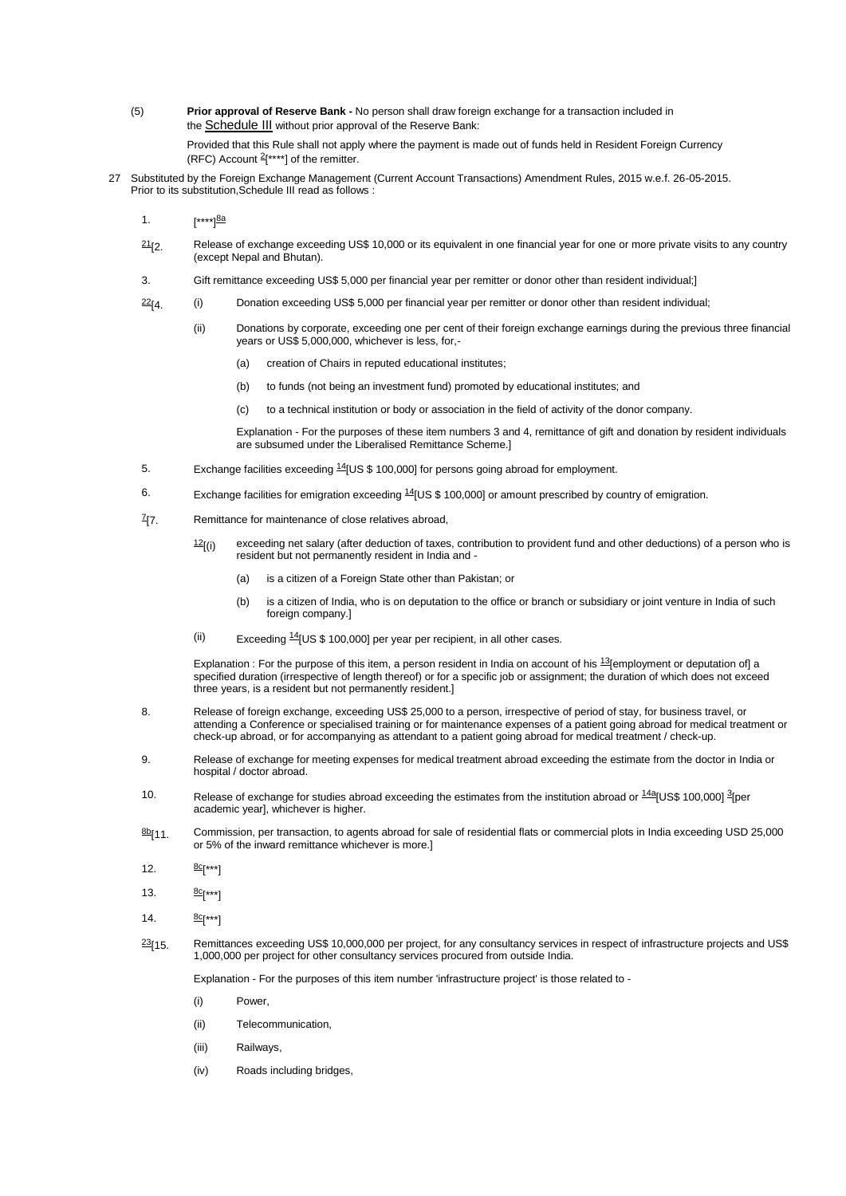(5) **Prior approval of Reserve Bank -** No person shall draw foreign exchange for a transaction included in the Schedule III without prior approval of the Reserve Bank:

Provided that this Rule shall not apply where the payment is made out of funds held in Resident Foreign Currency (RFC) Account [2][****] of the remitter.

27 Substituted by the Foreign Exchange Management (Current Account Transactions) Amendment Rules, 2015 w.e.f. 26-05-2015. Prior to its substitution,Schedule III read as follows :

1. [****][8a]

[21][2. Release of exchange exceeding US$ 10,000 or its equivalent in one financial year for one or more private visits to any country (except Nepal and Bhutan).

3. Gift remittance exceeding US$ 5,000 per financial year per remitter or donor other than resident individual;]

[22][4. (i) Donation exceeding US$ 5,000 per financial year per remitter or donor other than resident individual;

(ii) Donations by corporate, exceeding one per cent of their foreign exchange earnings during the previous three financial years or US$ 5,000,000, whichever is less, for,-

(a) creation of Chairs in reputed educational institutes;

(b) to funds (not being an investment fund) promoted by educational institutes; and

(c) to a technical institution or body or association in the field of activity of the donor company.

Explanation - For the purposes of these item numbers 3 and 4, remittance of gift and donation by resident individuals are subsumed under the Liberalised Remittance Scheme.]

5. Exchange facilities exceeding [14][US $ 100,000] for persons going abroad for employment.

6. Exchange facilities for emigration exceeding [14][US $ 100,000] or amount prescribed by country of emigration.

[7][7. Remittance for maintenance of close relatives abroad,

[12][(i) exceeding net salary (after deduction of taxes, contribution to provident fund and other deductions) of a person who is resident but not permanently resident in India and -

(a) is a citizen of a Foreign State other than Pakistan; or

(b) is a citizen of India, who is on deputation to the office or branch or subsidiary or joint venture in India of such foreign company.]

(ii) Exceeding [14][US $ 100,000] per year per recipient, in all other cases.

Explanation : For the purpose of this item, a person resident in India on account of his [13][employment or deputation of] a specified duration (irrespective of length thereof) or for a specific job or assignment; the duration of which does not exceed three years, is a resident but not permanently resident.]

8. Release of foreign exchange, exceeding US$ 25,000 to a person, irrespective of period of stay, for business travel, or attending a Conference or specialised training or for maintenance expenses of a patient going abroad for medical treatment or check-up abroad, or for accompanying as attendant to a patient going abroad for medical treatment / check-up.

9. Release of exchange for meeting expenses for medical treatment abroad exceeding the estimate from the doctor in India or hospital / doctor abroad.

10. Release of exchange for studies abroad exceeding the estimates from the institution abroad or [14a][US$ 100,000] [3][per academic year], whichever is higher.

[8b][11. Commission, per transaction, to agents abroad for sale of residential flats or commercial plots in India exceeding USD 25,000 or 5% of the inward remittance whichever is more.]

12. [8c][***]

13. [8c][***]

14. [8c][***]

[23][15. Remittances exceeding US$ 10,000,000 per project, for any consultancy services in respect of infrastructure projects and US$ 1,000,000 per project for other consultancy services procured from outside India.

Explanation - For the purposes of this item number 'infrastructure project' is those related to -

(i) Power,

(ii) Telecommunication,

(iii) Railways,

(iv) Roads including bridges,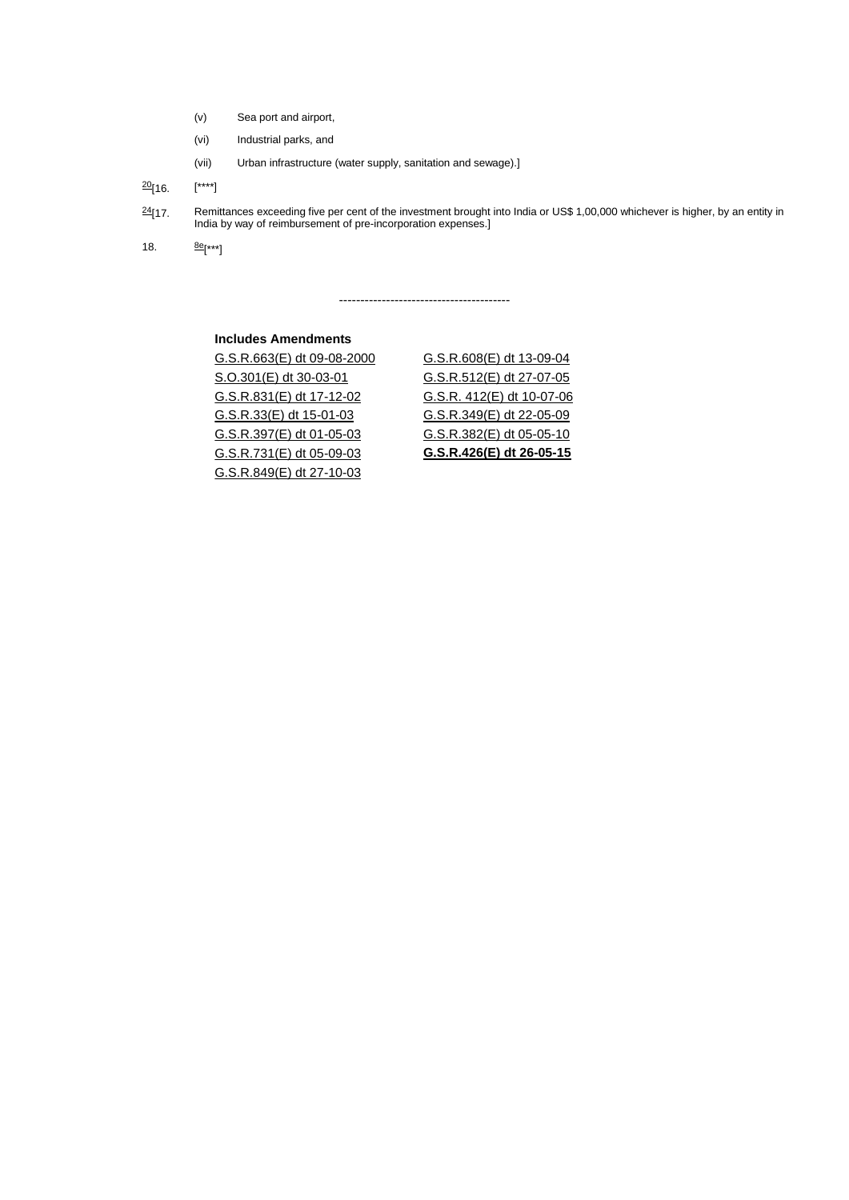(v) Sea port and airport,

(vi) Industrial parks, and

(vii) Urban infrastructure (water supply, sanitation and sewage).]

[20][16. [****]

[24][17. Remittances exceeding five per cent of the investment brought into India or US$ 1,00,000 whichever is higher, by an entity in India by way of reimbursement of pre-incorporation expenses.]

18. [8e][***]

----------------------------------------

**Includes Amendments**

| | |
|---|---|
| G.S.R.663(E) dt 09-08-2000 | G.S.R.608(E) dt 13-09-04 |
| S.O.301(E) dt 30-03-01 | G.S.R.512(E) dt 27-07-05 |
| G.S.R.831(E) dt 17-12-02 | G.S.R. 412(E) dt 10-07-06 |
| G.S.R.33(E) dt 15-01-03 | G.S.R.349(E) dt 22-05-09 |
| G.S.R.397(E) dt 01-05-03 | G.S.R.382(E) dt 05-05-10 |
| G.S.R.731(E) dt 05-09-03 | **G.S.R.426(E) dt 26-05-15** |
| G.S.R.849(E) dt 27-10-03 | |